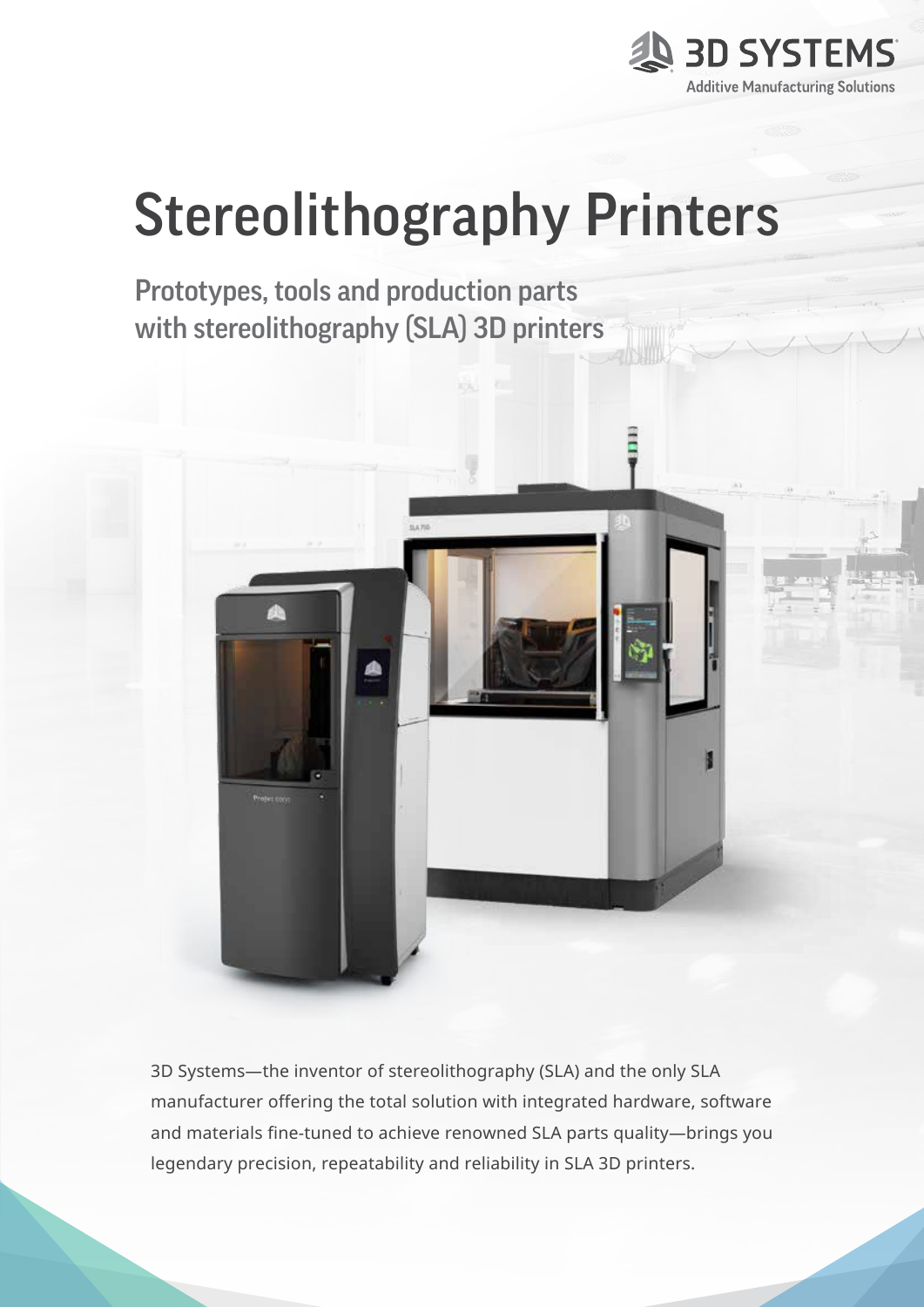3D SYSTEMS

Additive Manufacturing Solutions

# Stereolithography Printers

## Prototypes, tools and production parts with stereolithography (SLA) 3D printers

3D Systems—the inventor of stereolithography (SLA) and the only SLA manufacturer offering the total solution with integrated hardware, software and materials fine-tuned to achieve renowned SLA parts quality—brings you legendary precision, repeatability and reliability in SLA 3D printers.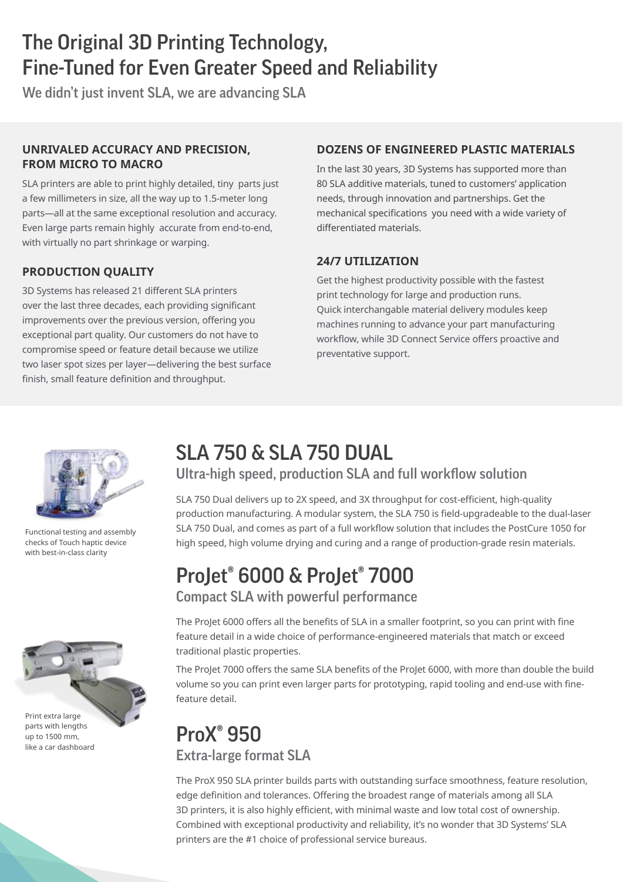# The Original 3D Printing Technology, Fine-Tuned for Even Greater Speed and Reliability

We didn't just invent SLA, we are advancing SLA

### UNRIVALED ACCURACY AND PRECISION, FROM MICRO TO MACRO

SLA printers are able to print highly detailed, tiny parts just a few millimeters in size, all the way up to 1.5-meter long parts—all at the same exceptional resolution and accuracy. Even large parts remain highly accurate from end-to-end, with virtually no part shrinkage or warping.

### PRODUCTION QUALITY

3D Systems has released 21 different SLA printers over the last three decades, each providing significant improvements over the previous version, offering you exceptional part quality. Our customers do not have to compromise speed or feature detail because we utilize two laser spot sizes per layer—delivering the best surface finish, small feature definition and throughput.

### DOZENS OF ENGINEERED PLASTIC MATERIALS

In the last 30 years, 3D Systems has supported more than 80 SLA additive materials, tuned to customers' application needs, through innovation and partnerships. Get the mechanical specifications you need with a wide variety of differentiated materials.

### 24/7 UTILIZATION

Get the highest productivity possible with the fastest print technology for large and production runs. Quick interchangable material delivery modules keep machines running to advance your part manufacturing workflow, while 3D Connect Service offers proactive and preventative support.

Functional testing and assembly checks of Touch haptic device with best-in-class clarity

## SLA 750 & SLA 750 DUAL

### Ultra-high speed, production SLA and full workflow solution

SLA 750 Dual delivers up to 2X speed, and 3X throughput for cost-efficient, high-quality production manufacturing. A modular system, the SLA 750 is field-upgradeable to the dual-laser SLA 750 Dual, and comes as part of a full workflow solution that includes the PostCure 1050 for high speed, high volume drying and curing and a range of production-grade resin materials.

## ProJet® 6000 & ProJet® 7000

### Compact SLA with powerful performance

The ProJet 6000 offers all the benefits of SLA in a smaller footprint, so you can print with fine feature detail in a wide choice of performance-engineered materials that match or exceed traditional plastic properties.

The ProJet 7000 offers the same SLA benefits of the ProJet 6000, with more than double the build volume so you can print even larger parts for prototyping, rapid tooling and end-use with fine-feature detail.

Print extra large parts with lengths up to 1500 mm, like a car dashboard

## ProX® 950

### Extra-large format SLA

The ProX 950 SLA printer builds parts with outstanding surface smoothness, feature resolution, edge definition and tolerances. Offering the broadest range of materials among all SLA 3D printers, it is also highly efficient, with minimal waste and low total cost of ownership. Combined with exceptional productivity and reliability, it's no wonder that 3D Systems' SLA printers are the #1 choice of professional service bureaus.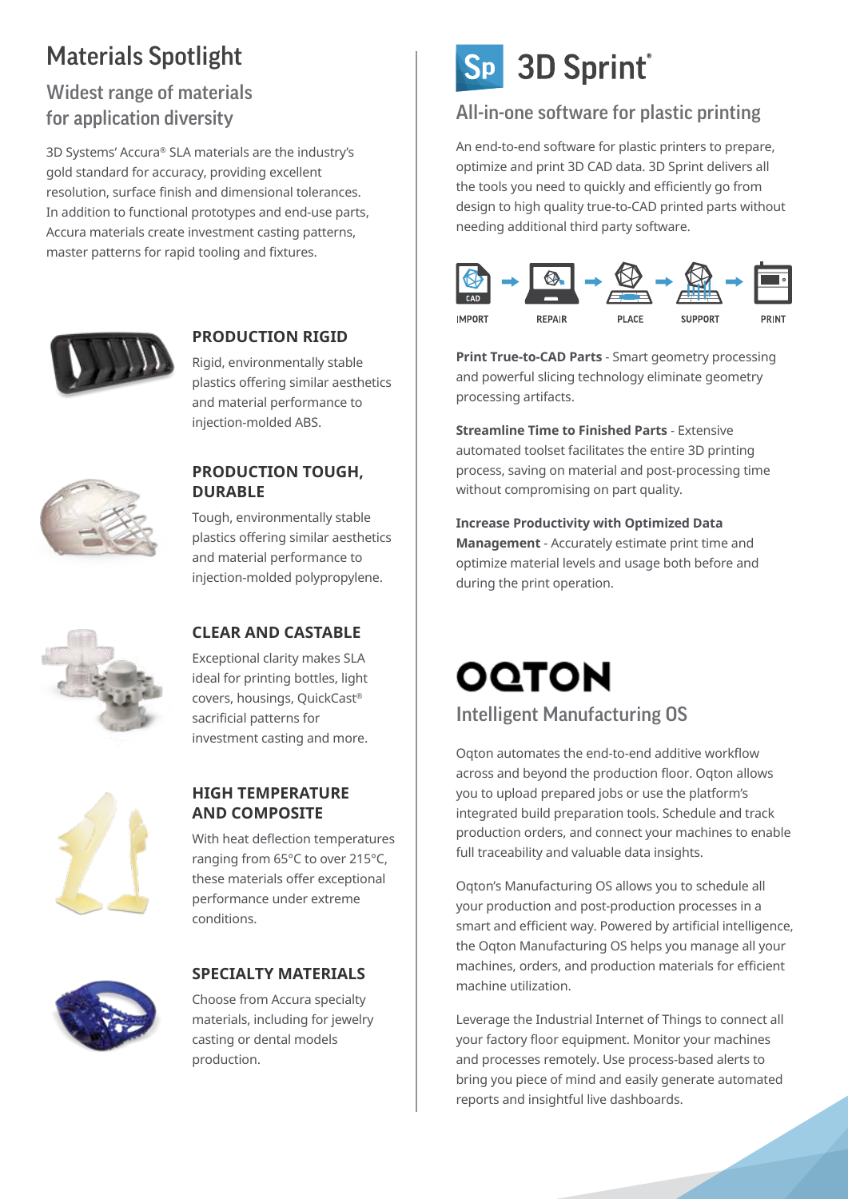# Materials Spotlight

## Widest range of materials for application diversity

3D Systems' Accura® SLA materials are the industry's gold standard for accuracy, providing excellent resolution, surface finish and dimensional tolerances. In addition to functional prototypes and end-use parts, Accura materials create investment casting patterns, master patterns for rapid tooling and fixtures.

### PRODUCTION RIGID

Rigid, environmentally stable plastics offering similar aesthetics and material performance to injection-molded ABS.

### PRODUCTION TOUGH, DURABLE

Tough, environmentally stable plastics offering similar aesthetics and material performance to injection-molded polypropylene.

### CLEAR AND CASTABLE

Exceptional clarity makes SLA ideal for printing bottles, light covers, housings, QuickCast® sacrificial patterns for investment casting and more.

### HIGH TEMPERATURE AND COMPOSITE

With heat deflection temperatures ranging from 65°C to over 215°C, these materials offer exceptional performance under extreme conditions.

### SPECIALTY MATERIALS

Choose from Accura specialty materials, including for jewelry casting or dental models production.

# 3D Sprint®

## All-in-one software for plastic printing

An end-to-end software for plastic printers to prepare, optimize and print 3D CAD data. 3D Sprint delivers all the tools you need to quickly and efficiently go from design to high quality true-to-CAD printed parts without needing additional third party software.

IMPORT → REPAIR → PLACE → SUPPORT → PRINT

**Print True-to-CAD Parts** - Smart geometry processing and powerful slicing technology eliminate geometry processing artifacts.

**Streamline Time to Finished Parts** - Extensive automated toolset facilitates the entire 3D printing process, saving on material and post-processing time without compromising on part quality.

**Increase Productivity with Optimized Data Management** - Accurately estimate print time and optimize material levels and usage both before and during the print operation.

# OQTON

## Intelligent Manufacturing OS

Oqton automates the end-to-end additive workflow across and beyond the production floor. Oqton allows you to upload prepared jobs or use the platform's integrated build preparation tools. Schedule and track production orders, and connect your machines to enable full traceability and valuable data insights.

Oqton's Manufacturing OS allows you to schedule all your production and post-production processes in a smart and efficient way. Powered by artificial intelligence, the Oqton Manufacturing OS helps you manage all your machines, orders, and production materials for efficient machine utilization.

Leverage the Industrial Internet of Things to connect all your factory floor equipment. Monitor your machines and processes remotely. Use process-based alerts to bring you piece of mind and easily generate automated reports and insightful live dashboards.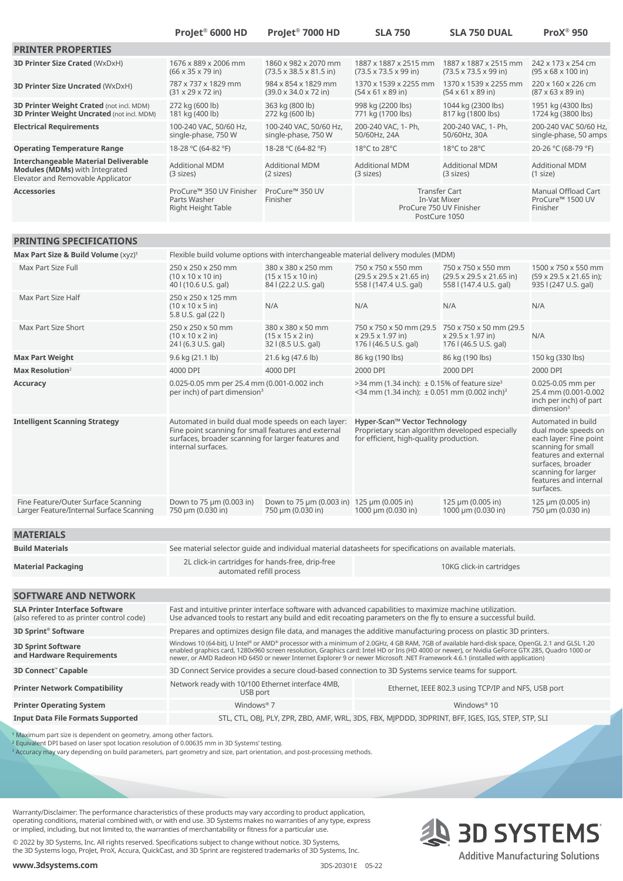| | ProJet® 6000 HD | ProJet® 7000 HD | SLA 750 | SLA 750 DUAL | ProX® 950 |
|---|---|---|---|---|---|
| **PRINTER PROPERTIES** | | | | | |
| **3D Printer Size Crated** (WxDxH) | 1676 x 889 x 2006 mm (66 x 35 x 79 in) | 1860 x 982 x 2070 mm (73.5 x 38.5 x 81.5 in) | 1887 x 1887 x 2515 mm (73.5 x 73.5 x 99 in) | 1887 x 1887 x 2515 mm (73.5 x 73.5 x 99 in) | 242 x 173 x 254 cm (95 x 68 x 100 in) |
| **3D Printer Size Uncrated** (WxDxH) | 787 x 737 x 1829 mm (31 x 29 x 72 in) | 984 x 854 x 1829 mm (39.0 x 34.0 x 72 in) | 1370 x 1539 x 2255 mm (54 x 61 x 89 in) | 1370 x 1539 x 2255 mm (54 x 61 x 89 in) | 220 x 160 x 226 cm (87 x 63 x 89 in) |
| **3D Printer Weight Crated** (not incl. MDM) **3D Printer Weight Uncrated** (not incl. MDM) | 272 kg (600 lb) 181 kg (400 lb) | 363 kg (800 lb) 272 kg (600 lb) | 998 kg (2200 lbs) 771 kg (1700 lbs) | 1044 kg (2300 lbs) 817 kg (1800 lbs) | 1951 kg (4300 lbs) 1724 kg (3800 lbs) |
| **Electrical Requirements** | 100-240 VAC, 50/60 Hz, single-phase, 750 W | 100-240 VAC, 50/60 Hz, single-phase, 750 W | 200-240 VAC, 1- Ph, 50/60Hz, 24A | 200-240 VAC, 1- Ph, 50/60Hz, 30A | 200-240 VAC 50/60 Hz, single-phase, 50 amps |
| **Operating Temperature Range** | 18-28 °C (64-82 °F) | 18-28 °C (64-82 °F) | 18°C to 28°C | 18°C to 28°C | 20-26 °C (68-79 °F) |
| **Interchangeable Material Deliverable Modules (MDMs)** with Integrated Elevator and Removable Applicator | Additional MDM (3 sizes) | Additional MDM (2 sizes) | Additional MDM (3 sizes) | Additional MDM (3 sizes) | Additional MDM (1 size) |
| **Accessories** | ProCure™ 350 UV Finisher Parts Washer Right Height Table | ProCure™ 350 UV Finisher | Transfer Cart In-Vat Mixer ProCure 750 UV Finisher PostCure 1050 | | Manual Offload Cart ProCure™ 1500 UV Finisher |
| **PRINTING SPECIFICATIONS** | | | | | |
| **Max Part Size & Build Volume** (xyz)[1] | Flexible build volume options with interchangeable material delivery modules (MDM) | | | | |
| Max Part Size Full | 250 x 250 x 250 mm (10 x 10 x 10 in) 40 l (10.6 U.S. gal) | 380 x 380 x 250 mm (15 x 15 x 10 in) 84 l (22.2 U.S. gal) | 750 x 750 x 550 mm (29.5 x 29.5 x 21.65 in) 558 l (147.4 U.S. gal) | 750 x 750 x 550 mm (29.5 x 29.5 x 21.65 in) 558 l (147.4 U.S. gal) | 1500 x 750 x 550 mm (59 x 29.5 x 21.65 in); 935 l (247 U.S. gal) |
| Max Part Size Half | 250 x 250 x 125 mm (10 x 10 x 5 in) 5.8 U.S. gal (22 l) | N/A | N/A | N/A | N/A |
| Max Part Size Short | 250 x 250 x 50 mm (10 x 10 x 2 in) 24 l (6.3 U.S. gal) | 380 x 380 x 50 mm (15 x 15 x 2 in) 32 l (8.5 U.S. gal) | 750 x 750 x 50 mm (29.5 x 29.5 x 1.97 in) 176 l (46.5 U.S. gal) | 750 x 750 x 50 mm (29.5 x 29.5 x 1.97 in) 176 l (46.5 U.S. gal) | N/A |
| **Max Part Weight** | 9.6 kg (21.1 lb) | 21.6 kg (47.6 lb) | 86 kg (190 lbs) | 86 kg (190 lbs) | 150 kg (330 lbs) |
| **Max Resolution**[2] | 4000 DPI | 4000 DPI | 2000 DPI | 2000 DPI | 2000 DPI |
| **Accuracy** | 0.025-0.05 mm per 25.4 mm (0.001-0.002 inch per inch) of part dimension[3] | | >34 mm (1.34 inch): ± 0.15% of feature size[3] <34 mm (1.34 inch): ± 0.051 mm (0.002 inch)[3] | | 0.025-0.05 mm per 25.4 mm (0.001-0.002 inch per inch) of part dimension[3] |
| **Intelligent Scanning Strategy** | Automated in build dual mode speeds on each layer: Fine point scanning for small features and external surfaces, broader scanning for larger features and internal surfaces. | | **Hyper-Scan™ Vector Technology** Proprietary scan algorithm developed especially for efficient, high-quality production. | | Automated in build dual mode speeds on each layer: Fine point scanning for small features and external surfaces, broader scanning for larger features and internal surfaces. |
| Fine Feature/Outer Surface Scanning Larger Feature/Internal Surface Scanning | Down to 75 µm (0.003 in) 750 µm (0.030 in) | Down to 75 µm (0.003 in) 750 µm (0.030 in) | 125 µm (0.005 in) 1000 µm (0.030 in) | 125 µm (0.005 in) 1000 µm (0.030 in) | 125 µm (0.005 in) 750 µm (0.030 in) |
| **MATERIALS** | | | | | |
| **Build Materials** | See material selector guide and individual material datasheets for specifications on available materials. | | | | |
| **Material Packaging** | 2L click-in cartridges for hands-free, drip-free automated refill process | | 10KG click-in cartridges | | |
| **SOFTWARE AND NETWORK** | | | | | |
| **SLA Printer Interface Software** (also refered to as printer control code) | Fast and intuitive printer interface software with advanced capabilities to maximize machine utilization. Use advanced tools to restart any build and edit recoating parameters on the fly to ensure a successful build. | | | | |
| **3D Sprint® Software** | Prepares and optimizes design file data, and manages the additive manufacturing process on plastic 3D printers. | | | | |
| **3D Sprint Software and Hardware Requirements** | Windows 10 (64-bit), U Intel® or AMD® processor with a minimum of 2.0GHz, 4 GB RAM, 7GB of available hard-disk space, OpenGL 2.1 and GLSL 1.20 enabled graphics card, 1280x960 screen resolution, Graphics card: Intel HD or Iris (HD 4000 or newer), or Nvidia GeForce GTX 285, Quadro 1000 or newer, or AMD Radeon HD 6450 or newer Internet Explorer 9 or newer Microsoft .NET Framework 4.6.1 (installed with application) | | | | |
| **3D Connect™ Capable** | 3D Connect Service provides a secure cloud-based connection to 3D Systems service teams for support. | | | | |
| **Printer Network Compatibility** | Network ready with 10/100 Ethernet interface 4MB, USB port | | Ethernet, IEEE 802.3 using TCP/IP and NFS, USB port | | |
| **Printer Operating System** | Windows® 7 | | Windows® 10 | | |
| **Input Data File Formats Supported** | STL, CTL, OBJ, PLY, ZPR, ZBD, AMF, WRL, 3DS, FBX, MJPDDD, 3DPRINT, BFF, IGES, IGS, STEP, STP, SLI | | | | |

[1] Maximum part size is dependent on geometry, among other factors.
[2] Equivalent DPI based on laser spot location resolution of 0.00635 mm in 3D Systems' testing.
[3] Accuracy may vary depending on build parameters, part geometry and size, part orientation, and post-processing methods.

Warranty/Disclaimer: The performance characteristics of these products may vary according to product application, operating conditions, material combined with, or with end use. 3D Systems makes no warranties of any type, express or implied, including, but not limited to, the warranties of merchantability or fitness for a particular use.

© 2022 by 3D Systems, Inc. All rights reserved. Specifications subject to change without notice. 3D Systems, the 3D Systems logo, ProJet, ProX, Accura, QuickCast, and 3D Sprint are registered trademarks of 3D Systems, Inc.

**www.3dsystems.com**

3DS-20301E 05-22

3D SYSTEMS
Additive Manufacturing Solutions